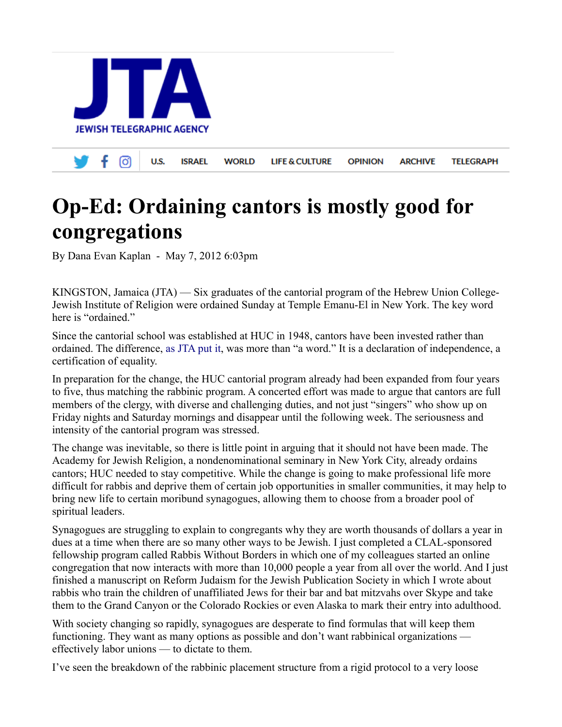# Op-Ed: Ordaining cantors is mostly good for congregations

By Dana Evan Kaplan - May 7, 2012 6:03pm

KINGSTON, Jamaica (JTA) — Six graduates of the cantorial program of the Hebrew Union College-Jewish Institute of Religion were ordained Sunday at Temple Emanu-El in New York. The key word here is "ordained."

Since the cantorial school was established at HUC in 1948, cantors have been invested rather than ordained. The difference, as JTA put it, was more than "a word." It is a declaration of independence, a certification of equality.

In preparation for the change, the HUC cantorial program already had been expanded from four years to five, thus matching the rabbinic program. A concerted effort was made to argue that cantors are full members of the clergy, with diverse and challenging duties, and not just "singers" who show up on Friday nights and Saturday mornings and disappear until the following week. The seriousness and intensity of the cantorial program was stressed.

The change was inevitable, so there is little point in arguing that it should not have been made. The Academy for Jewish Religion, a nondenominational seminary in New York City, already ordains cantors; HUC needed to stay competitive. While the change is going to make professional life more difficult for rabbis and deprive them of certain job opportunities in smaller communities, it may help to bring new life to certain moribund synagogues, allowing them to choose from a broader pool of spiritual leaders.

Synagogues are struggling to explain to congregants why they are worth thousands of dollars a year in dues at a time when there are so many other ways to be Jewish. I just completed a CLAL-sponsored fellowship program called Rabbis Without Borders in which one of my colleagues started an online congregation that now interacts with more than 10,000 people a year from all over the world. And I just finished a manuscript on Reform Judaism for the Jewish Publication Society in which I wrote about rabbis who train the children of unaffiliated Jews for their bar and bat mitzvahs over Skype and take them to the Grand Canyon or the Colorado Rockies or even Alaska to mark their entry into adulthood.

With society changing so rapidly, synagogues are desperate to find formulas that will keep them functioning. They want as many options as possible and don't want rabbinical organizations — effectively labor unions — to dictate to them.

I've seen the breakdown of the rabbinic placement structure from a rigid protocol to a very loose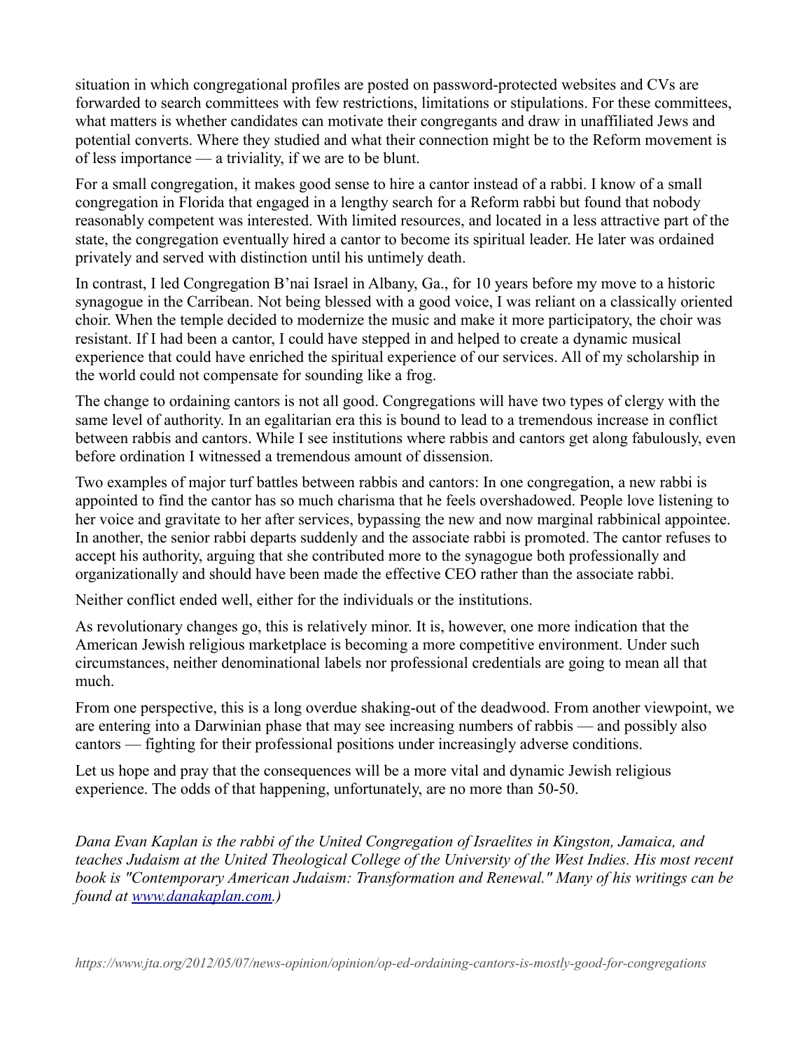situation in which congregational profiles are posted on password-protected websites and CVs are forwarded to search committees with few restrictions, limitations or stipulations. For these committees, what matters is whether candidates can motivate their congregants and draw in unaffiliated Jews and potential converts. Where they studied and what their connection might be to the Reform movement is of less importance — a triviality, if we are to be blunt.

For a small congregation, it makes good sense to hire a cantor instead of a rabbi. I know of a small congregation in Florida that engaged in a lengthy search for a Reform rabbi but found that nobody reasonably competent was interested. With limited resources, and located in a less attractive part of the state, the congregation eventually hired a cantor to become its spiritual leader. He later was ordained privately and served with distinction until his untimely death.

In contrast, I led Congregation B'nai Israel in Albany, Ga., for 10 years before my move to a historic synagogue in the Carribean. Not being blessed with a good voice, I was reliant on a classically oriented choir. When the temple decided to modernize the music and make it more participatory, the choir was resistant. If I had been a cantor, I could have stepped in and helped to create a dynamic musical experience that could have enriched the spiritual experience of our services. All of my scholarship in the world could not compensate for sounding like a frog.

The change to ordaining cantors is not all good. Congregations will have two types of clergy with the same level of authority. In an egalitarian era this is bound to lead to a tremendous increase in conflict between rabbis and cantors. While I see institutions where rabbis and cantors get along fabulously, even before ordination I witnessed a tremendous amount of dissension.

Two examples of major turf battles between rabbis and cantors: In one congregation, a new rabbi is appointed to find the cantor has so much charisma that he feels overshadowed. People love listening to her voice and gravitate to her after services, bypassing the new and now marginal rabbinical appointee. In another, the senior rabbi departs suddenly and the associate rabbi is promoted. The cantor refuses to accept his authority, arguing that she contributed more to the synagogue both professionally and organizationally and should have been made the effective CEO rather than the associate rabbi.

Neither conflict ended well, either for the individuals or the institutions.

As revolutionary changes go, this is relatively minor. It is, however, one more indication that the American Jewish religious marketplace is becoming a more competitive environment. Under such circumstances, neither denominational labels nor professional credentials are going to mean all that much.

From one perspective, this is a long overdue shaking-out of the deadwood. From another viewpoint, we are entering into a Darwinian phase that may see increasing numbers of rabbis — and possibly also cantors — fighting for their professional positions under increasingly adverse conditions.

Let us hope and pray that the consequences will be a more vital and dynamic Jewish religious experience. The odds of that happening, unfortunately, are no more than 50-50.

*Dana Evan Kaplan is the rabbi of the United Congregation of Israelites in Kingston, Jamaica, and teaches Judaism at the United Theological College of the University of the West Indies. His most recent book is "Contemporary American Judaism: Transformation and Renewal." Many of his writings can be found at [www.danakaplan.com](http://www.danakaplan.com).)*

*https://www.jta.org/2012/05/07/news-opinion/opinion/op-ed-ordaining-cantors-is-mostly-good-for-congregations*